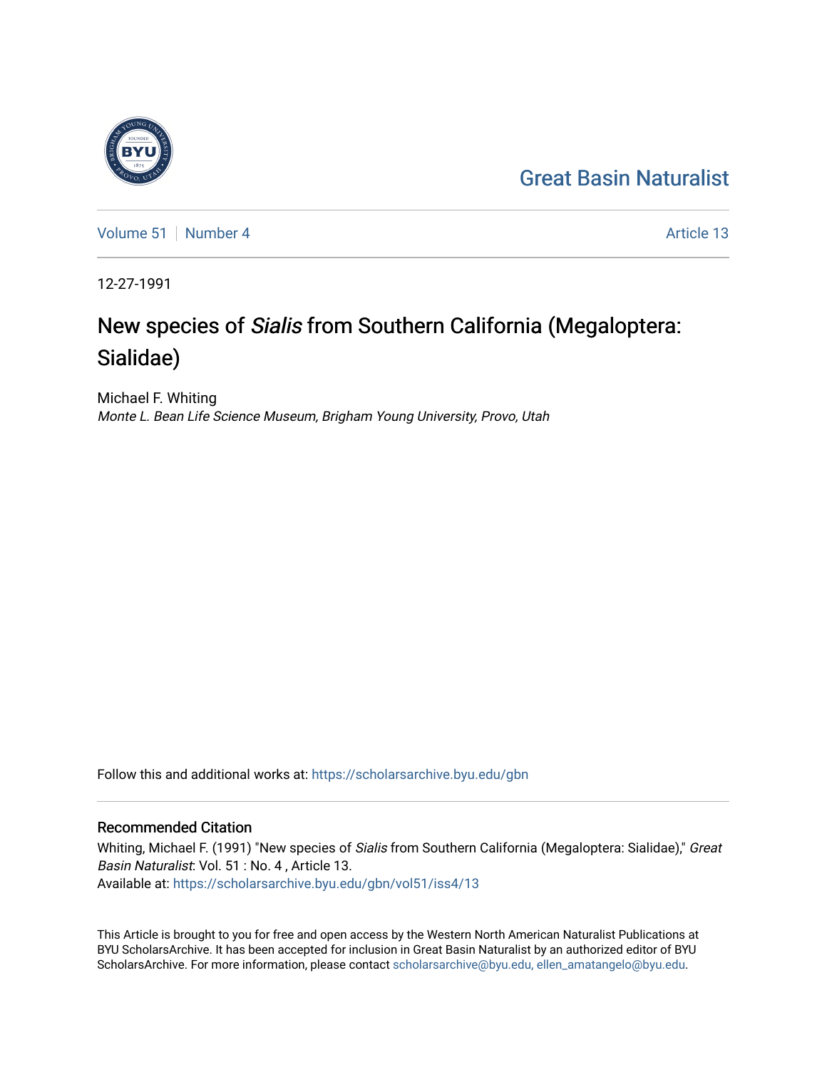Great Basin Naturalist

Volume 51 | Number 4 Article 13

12-27-1991

# New species of *Sialis* from Southern California (Megaloptera: Sialidae)

Michael F. Whiting
*Monte L. Bean Life Science Museum, Brigham Young University, Provo, Utah*

Follow this and additional works at: https://scholarsarchive.byu.edu/gbn

## Recommended Citation

Whiting, Michael F. (1991) "New species of *Sialis* from Southern California (Megaloptera: Sialidae)," *Great Basin Naturalist*: Vol. 51 : No. 4 , Article 13.
Available at: https://scholarsarchive.byu.edu/gbn/vol51/iss4/13

This Article is brought to you for free and open access by the Western North American Naturalist Publications at BYU ScholarsArchive. It has been accepted for inclusion in Great Basin Naturalist by an authorized editor of BYU ScholarsArchive. For more information, please contact scholarsarchive@byu.edu, ellen_amatangelo@byu.edu.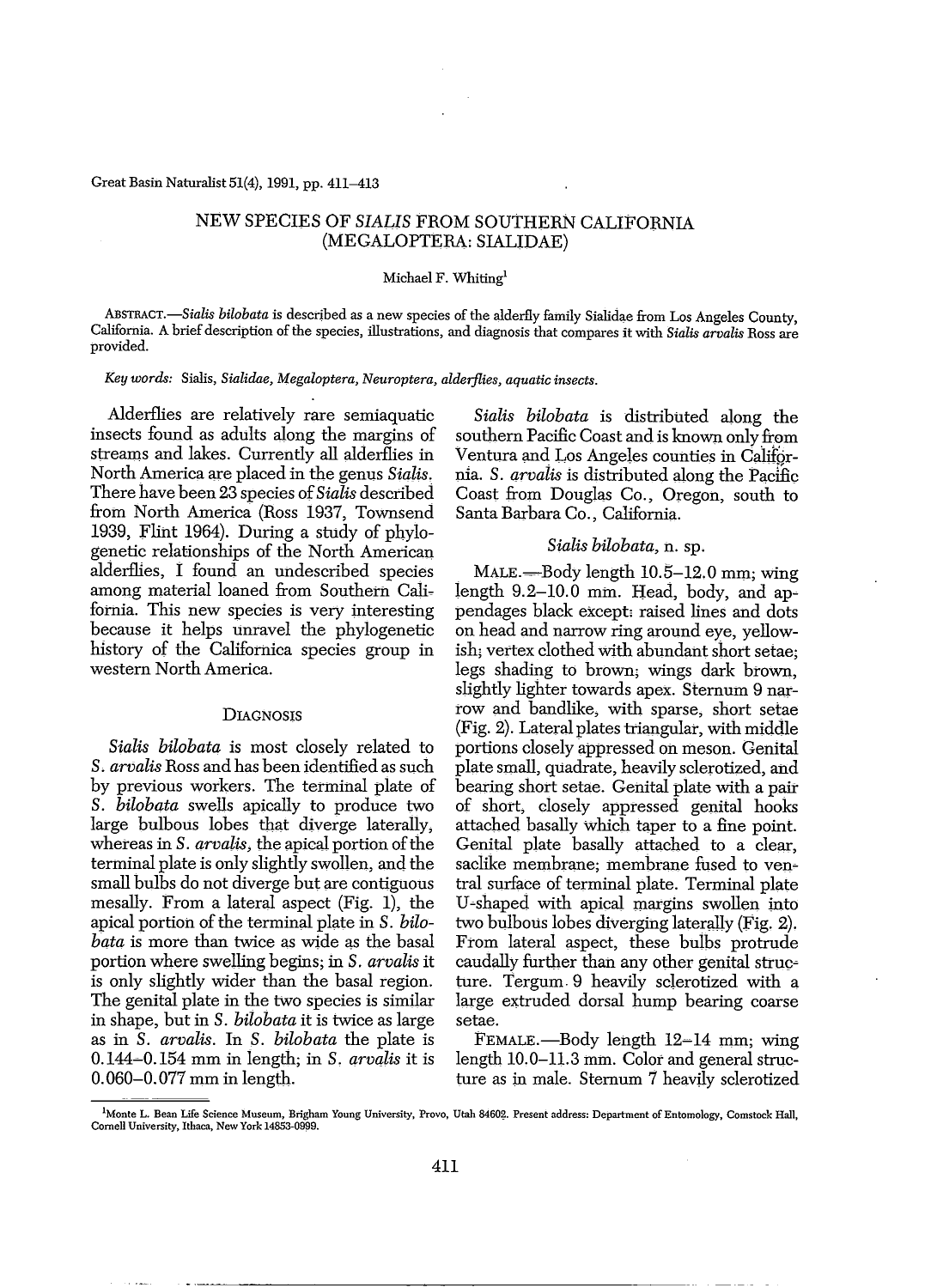# NEW SPECIES OF *SIALIS* FROM SOUTHERN CALIFORNIA (MEGALOPTERA: SIALIDAE)

Michael F. Whiting[1]

ABSTRACT.—*Sialis bilobata* is described as a new species of the alderfly family Sialidae from Los Angeles County, California. A brief description of the species, illustrations, and diagnosis that compares it with *Sialis arvalis* Ross are provided.

*Key words:* Sialis, *Sialidae, Megaloptera, Neuroptera, alderflies, aquatic insects.*

Alderflies are relatively rare semiaquatic insects found as adults along the margins of streams and lakes. Currently all alderflies in North America are placed in the genus *Sialis*. There have been 23 species of *Sialis* described from North America (Ross 1937, Townsend 1939, Flint 1964). During a study of phylogenetic relationships of the North American alderflies, I found an undescribed species among material loaned from Southern California. This new species is very interesting because it helps unravel the phylogenetic history of the Californica species group in western North America.

## DIAGNOSIS

*Sialis bilobata* is most closely related to *S. arvalis* Ross and has been identified as such by previous workers. The terminal plate of *S. bilobata* swells apically to produce two large bulbous lobes that diverge laterally, whereas in *S. arvalis*, the apical portion of the terminal plate is only slightly swollen, and the small bulbs do not diverge but are contiguous mesally. From a lateral aspect (Fig. 1), the apical portion of the terminal plate in *S. bilobata* is more than twice as wide as the basal portion where swelling begins; in *S. arvalis* it is only slightly wider than the basal region. The genital plate in the two species is similar in shape, but in *S. bilobata* it is twice as large as in *S. arvalis*. In *S. bilobata* the plate is 0.144–0.154 mm in length; in *S. arvalis* it is 0.060–0.077 mm in length.

*Sialis bilobata* is distributed along the southern Pacific Coast and is known only from Ventura and Los Angeles counties in California. *S. arvalis* is distributed along the Pacific Coast from Douglas Co., Oregon, south to Santa Barbara Co., California.

### *Sialis bilobata*, n. sp.

MALE.—Body length 10.5–12.0 mm; wing length 9.2–10.0 mm. Head, body, and appendages black except: raised lines and dots on head and narrow ring around eye, yellowish; vertex clothed with abundant short setae; legs shading to brown; wings dark brown, slightly lighter towards apex. Sternum 9 narrow and bandlike, with sparse, short setae (Fig. 2). Lateral plates triangular, with middle portions closely appressed on meson. Genital plate small, quadrate, heavily sclerotized, and bearing short setae. Genital plate with a pair of short, closely appressed genital hooks attached basally which taper to a fine point. Genital plate basally attached to a clear, saclike membrane; membrane fused to ventral surface of terminal plate. Terminal plate U-shaped with apical margins swollen into two bulbous lobes diverging laterally (Fig. 2). From lateral aspect, these bulbs protrude caudally further than any other genital structure. Tergum 9 heavily sclerotized with a large extruded dorsal hump bearing coarse setae.

FEMALE.—Body length 12–14 mm; wing length 10.0–11.3 mm. Color and general structure as in male. Sternum 7 heavily sclerotized

[1]Monte L. Bean Life Science Museum, Brigham Young University, Provo, Utah 84602. Present address: Department of Entomology, Comstock Hall, Cornell University, Ithaca, New York 14853-0999.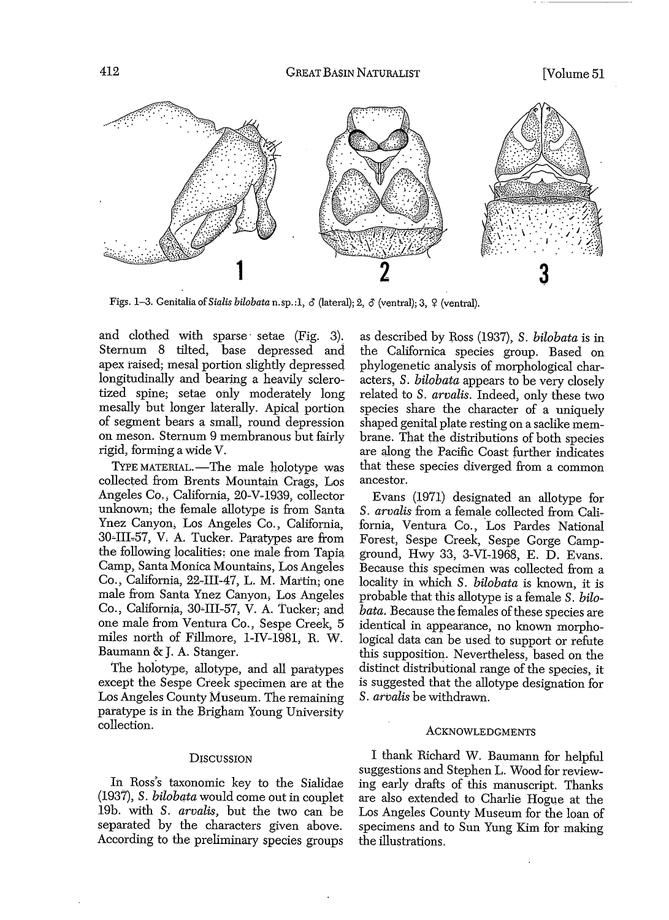Figs. 1–3. Genitalia of *Sialis bilobata* n.sp.:1, ♂ (lateral); 2, ♂ (ventral); 3, ♀ (ventral).

and clothed with sparse setae (Fig. 3). Sternum 8 tilted, base depressed and apex raised; mesal portion slightly depressed longitudinally and bearing a heavily sclerotized spine; setae only moderately long mesally but longer laterally. Apical portion of segment bears a small, round depression on meson. Sternum 9 membranous but fairly rigid, forming a wide V.

TYPE MATERIAL.—The male holotype was collected from Brents Mountain Crags, Los Angeles Co., California, 20-V-1939, collector unknown; the female allotype is from Santa Ynez Canyon, Los Angeles Co., California, 30-III-57, V. A. Tucker. Paratypes are from the following localities: one male from Tapia Camp, Santa Monica Mountains, Los Angeles Co., California, 22-III-47, L. M. Martin; one male from Santa Ynez Canyon, Los Angeles Co., California, 30-III-57, V. A. Tucker; and one male from Ventura Co., Sespe Creek, 5 miles north of Fillmore, 1-IV-1981, R. W. Baumann & J. A. Stanger.

The holotype, allotype, and all paratypes except the Sespe Creek specimen are at the Los Angeles County Museum. The remaining paratype is in the Brigham Young University collection.

## DISCUSSION

In Ross's taxonomic key to the Sialidae (1937), *S. bilobata* would come out in couplet 19b. with *S. arvalis*, but the two can be separated by the characters given above. According to the preliminary species groups as described by Ross (1937), *S. bilobata* is in the Californica species group. Based on phylogenetic analysis of morphological characters, *S. bilobata* appears to be very closely related to *S. arvalis*. Indeed, only these two species share the character of a uniquely shaped genital plate resting on a saclike membrane. That the distributions of both species are along the Pacific Coast further indicates that these species diverged from a common ancestor.

Evans (1971) designated an allotype for *S. arvalis* from a female collected from California, Ventura Co., Los Pardes National Forest, Sespe Creek, Sespe Gorge Campground, Hwy 33, 3-VI-1968, E. D. Evans. Because this specimen was collected from a locality in which *S. bilobata* is known, it is probable that this allotype is a female *S. bilobata*. Because the females of these species are identical in appearance, no known morphological data can be used to support or refute this supposition. Nevertheless, based on the distinct distributional range of the species, it is suggested that the allotype designation for *S. arvalis* be withdrawn.

## ACKNOWLEDGMENTS

I thank Richard W. Baumann for helpful suggestions and Stephen L. Wood for reviewing early drafts of this manuscript. Thanks are also extended to Charlie Hogue at the Los Angeles County Museum for the loan of specimens and to Sun Yung Kim for making the illustrations.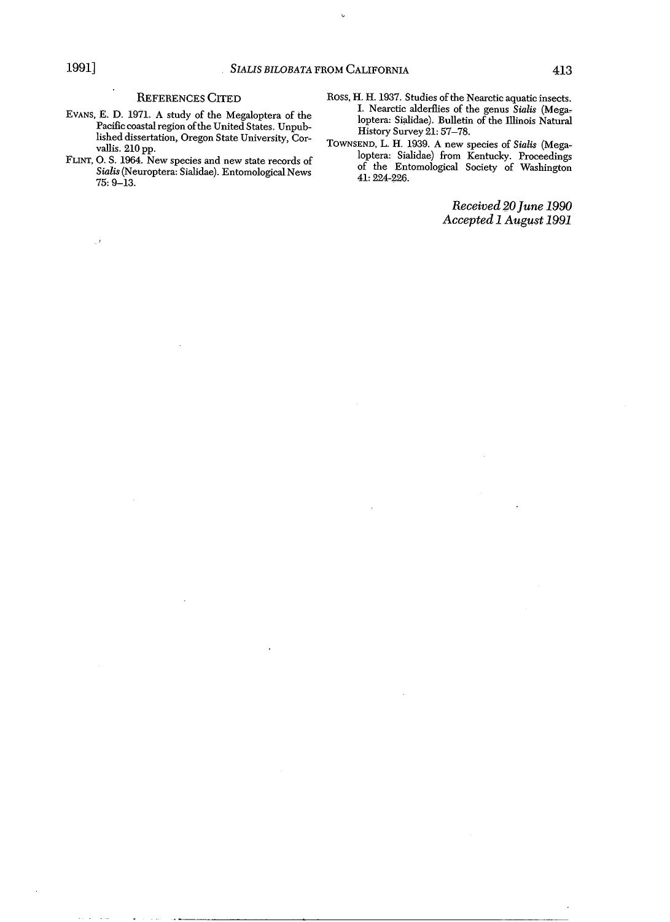## References Cited

Evans, E. D. 1971. A study of the Megaloptera of the Pacific coastal region of the United States. Unpublished dissertation, Oregon State University, Corvallis. 210 pp.

Flint, O. S. 1964. New species and new state records of *Sialis* (Neuroptera: Sialidae). Entomological News 75: 9–13.

Ross, H. H. 1937. Studies of the Nearctic aquatic insects. I. Nearctic alderflies of the genus *Sialis* (Megaloptera: Sialidae). Bulletin of the Illinois Natural History Survey 21: 57–78.

Townsend, L. H. 1939. A new species of *Sialis* (Megaloptera: Sialidae) from Kentucky. Proceedings of the Entomological Society of Washington 41: 224–226.

*Received 20 June 1990*
*Accepted 1 August 1991*